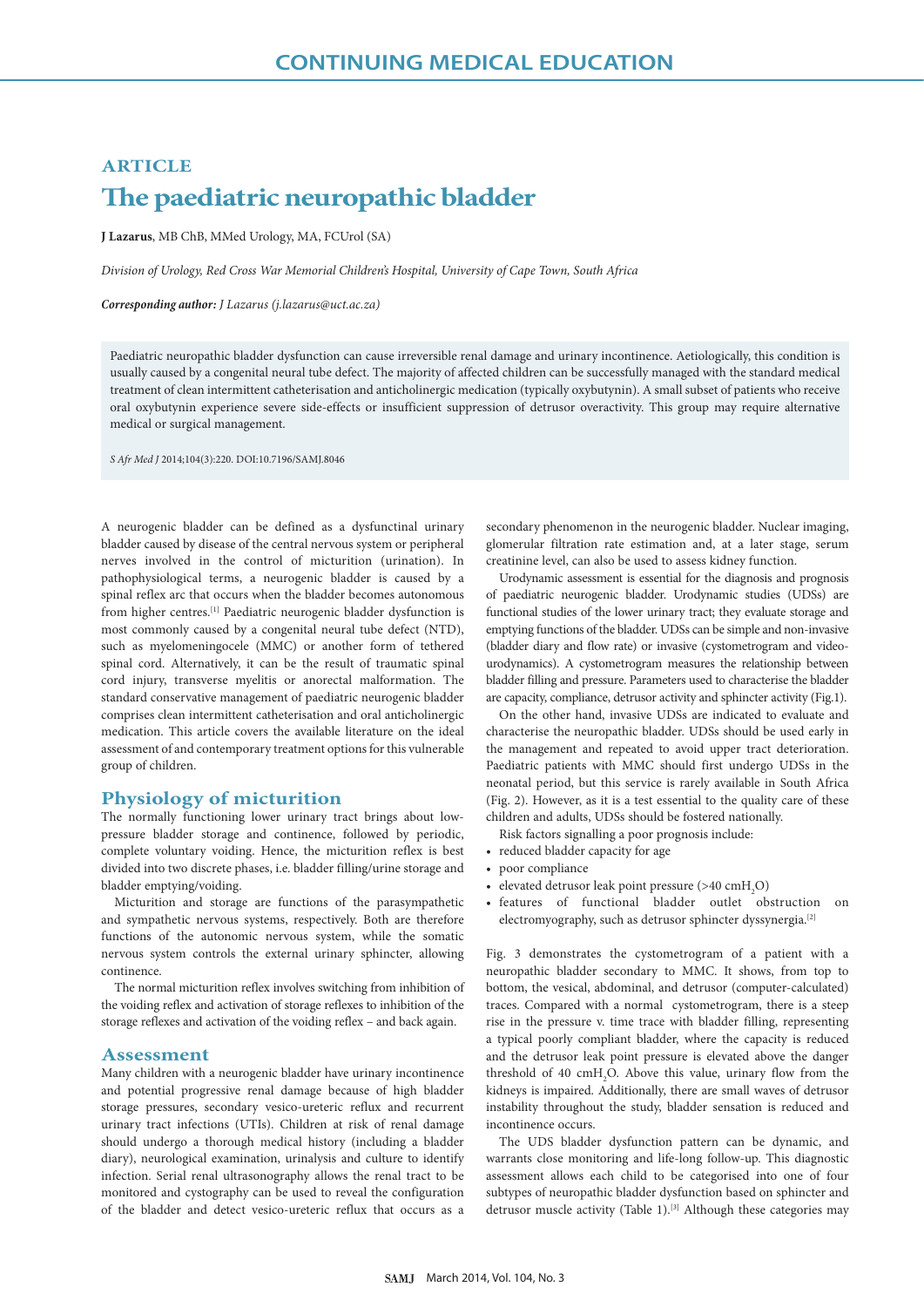ARTICLE

# The paediatric neuropathic bladder

**J Lazarus**, MB ChB, MMed Urology, MA, FCUrol (SA)

*Division of Urology, Red Cross War Memorial Children's Hospital, University of Cape Town, South Africa*

***Corresponding author:*** *J Lazarus (j.lazarus@uct.ac.za)*

Paediatric neuropathic bladder dysfunction can cause irreversible renal damage and urinary incontinence. Aetiologically, this condition is usually caused by a congenital neural tube defect. The majority of affected children can be successfully managed with the standard medical treatment of clean intermittent catheterisation and anticholinergic medication (typically oxybutynin). A small subset of patients who receive oral oxybutynin experience severe side-effects or insufficient suppression of detrusor overactivity. This group may require alternative medical or surgical management.

*S Afr Med J* 2014;104(3):220. DOI:10.7196/SAMJ.8046

A neurogenic bladder can be defined as a dysfunctional urinary bladder caused by disease of the central nervous system or peripheral nerves involved in the control of micturition (urination). In pathophysiological terms, a neurogenic bladder is caused by a spinal reflex arc that occurs when the bladder becomes autonomous from higher centres.[1] Paediatric neurogenic bladder dysfunction is most commonly caused by a congenital neural tube defect (NTD), such as myelomeningocele (MMC) or another form of tethered spinal cord. Alternatively, it can be the result of traumatic spinal cord injury, transverse myelitis or anorectal malformation. The standard conservative management of paediatric neurogenic bladder comprises clean intermittent catheterisation and oral anticholinergic medication. This article covers the available literature on the ideal assessment of and contemporary treatment options for this vulnerable group of children.

## Physiology of micturition

The normally functioning lower urinary tract brings about low-pressure bladder storage and continence, followed by periodic, complete voluntary voiding. Hence, the micturition reflex is best divided into two discrete phases, i.e. bladder filling/urine storage and bladder emptying/voiding.

Micturition and storage are functions of the parasympathetic and sympathetic nervous systems, respectively. Both are therefore functions of the autonomic nervous system, while the somatic nervous system controls the external urinary sphincter, allowing continence.

The normal micturition reflex involves switching from inhibition of the voiding reflex and activation of storage reflexes to inhibition of the storage reflexes and activation of the voiding reflex – and back again.

## Assessment

Many children with a neurogenic bladder have urinary incontinence and potential progressive renal damage because of high bladder storage pressures, secondary vesico-ureteric reflux and recurrent urinary tract infections (UTIs). Children at risk of renal damage should undergo a thorough medical history (including a bladder diary), neurological examination, urinalysis and culture to identify infection. Serial renal ultrasonography allows the renal tract to be monitored and cystography can be used to reveal the configuration of the bladder and detect vesico-ureteric reflux that occurs as a secondary phenomenon in the neurogenic bladder. Nuclear imaging, glomerular filtration rate estimation and, at a later stage, serum creatinine level, can also be used to assess kidney function.

Urodynamic assessment is essential for the diagnosis and prognosis of paediatric neurogenic bladder. Urodynamic studies (UDSs) are functional studies of the lower urinary tract; they evaluate storage and emptying functions of the bladder. UDSs can be simple and non-invasive (bladder diary and flow rate) or invasive (cystometrogram and video-urodynamics). A cystometrogram measures the relationship between bladder filling and pressure. Parameters used to characterise the bladder are capacity, compliance, detrusor activity and sphincter activity (Fig.1).

On the other hand, invasive UDSs are indicated to evaluate and characterise the neuropathic bladder. UDSs should be used early in the management and repeated to avoid upper tract deterioration. Paediatric patients with MMC should first undergo UDSs in the neonatal period, but this service is rarely available in South Africa (Fig. 2). However, as it is a test essential to the quality care of these children and adults, UDSs should be fostered nationally.

Risk factors signalling a poor prognosis include:

- reduced bladder capacity for age
- poor compliance
- elevated detrusor leak point pressure (>40 cm$H_2O$)
- features of functional bladder outlet obstruction on electromyography, such as detrusor sphincter dyssynergia.[2]

Fig. 3 demonstrates the cystometrogram of a patient with a neuropathic bladder secondary to MMC. It shows, from top to bottom, the vesical, abdominal, and detrusor (computer-calculated) traces. Compared with a normal cystometrogram, there is a steep rise in the pressure v. time trace with bladder filling, representing a typical poorly compliant bladder, where the capacity is reduced and the detrusor leak point pressure is elevated above the danger threshold of 40 cm$H_2O$. Above this value, urinary flow from the kidneys is impaired. Additionally, there are small waves of detrusor instability throughout the study, bladder sensation is reduced and incontinence occurs.

The UDS bladder dysfunction pattern can be dynamic, and warrants close monitoring and life-long follow-up. This diagnostic assessment allows each child to be categorised into one of four subtypes of neuropathic bladder dysfunction based on sphincter and detrusor muscle activity (Table 1).[3] Although these categories may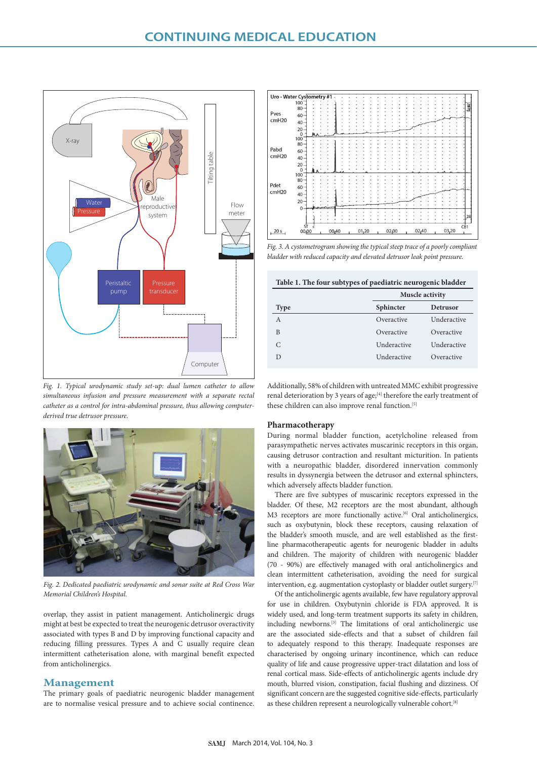*Fig. 1. Typical urodynamic study set-up: dual lumen catheter to allow simultaneous infusion and pressure measurement with a separate rectal catheter as a control for intra-abdominal pressure, thus allowing computer-derived true detrusor pressure.*

*Fig. 2. Dedicated paediatric urodynamic and sonar suite at Red Cross War Memorial Children's Hospital.*

overlap, they assist in patient management. Anticholinergic drugs might at best be expected to treat the neurogenic detrusor overactivity associated with types B and D by improving functional capacity and reducing filling pressures. Types A and C usually require clean intermittent catheterisation alone, with marginal benefit expected from anticholinergics.

## Management

The primary goals of paediatric neurogenic bladder management are to normalise vesical pressure and to achieve social continence.

*Fig. 3. A cystometrogram showing the typical steep trace of a poorly compliant bladder with reduced capacity and elevated detrusor leak point pressure.*

**Table 1. The four subtypes of paediatric neurogenic bladder**

| | Muscle activity | |
|---|---|---|
| **Type** | **Sphincter** | **Detrusor** |
| A | Overactive | Underactive |
| B | Overactive | Overactive |
| C | Underactive | Underactive |
| D | Underactive | Overactive |

Additionally, 58% of children with untreated MMC exhibit progressive renal deterioration by 3 years of age;[4] therefore the early treatment of these children can also improve renal function.[5]

### Pharmacotherapy

During normal bladder function, acetylcholine released from parasympathetic nerves activates muscarinic receptors in this organ, causing detrusor contraction and resultant micturition. In patients with a neuropathic bladder, disordered innervation commonly results in dyssynergia between the detrusor and external sphincters, which adversely affects bladder function.

There are five subtypes of muscarinic receptors expressed in the bladder. Of these, M2 receptors are the most abundant, although M3 receptors are more functionally active.[6] Oral anticholinergics, such as oxybutynin, block these receptors, causing relaxation of the bladder's smooth muscle, and are well established as the first-line pharmacotherapeutic agents for neurogenic bladder in adults and children. The majority of children with neurogenic bladder (70 - 90%) are effectively managed with oral anticholinergics and clean intermittent catheterisation, avoiding the need for surgical intervention, e.g. augmentation cystoplasty or bladder outlet surgery.[7]

Of the anticholinergic agents available, few have regulatory approval for use in children. Oxybutynin chloride is FDA approved. It is widely used, and long-term treatment supports its safety in children, including newborns.[3] The limitations of oral anticholinergic use are the associated side-effects and that a subset of children fail to adequately respond to this therapy. Inadequate responses are characterised by ongoing urinary incontinence, which can reduce quality of life and cause progressive upper-tract dilatation and loss of renal cortical mass. Side-effects of anticholinergic agents include dry mouth, blurred vision, constipation, facial flushing and dizziness. Of significant concern are the suggested cognitive side-effects, particularly as these children represent a neurologically vulnerable cohort.[8]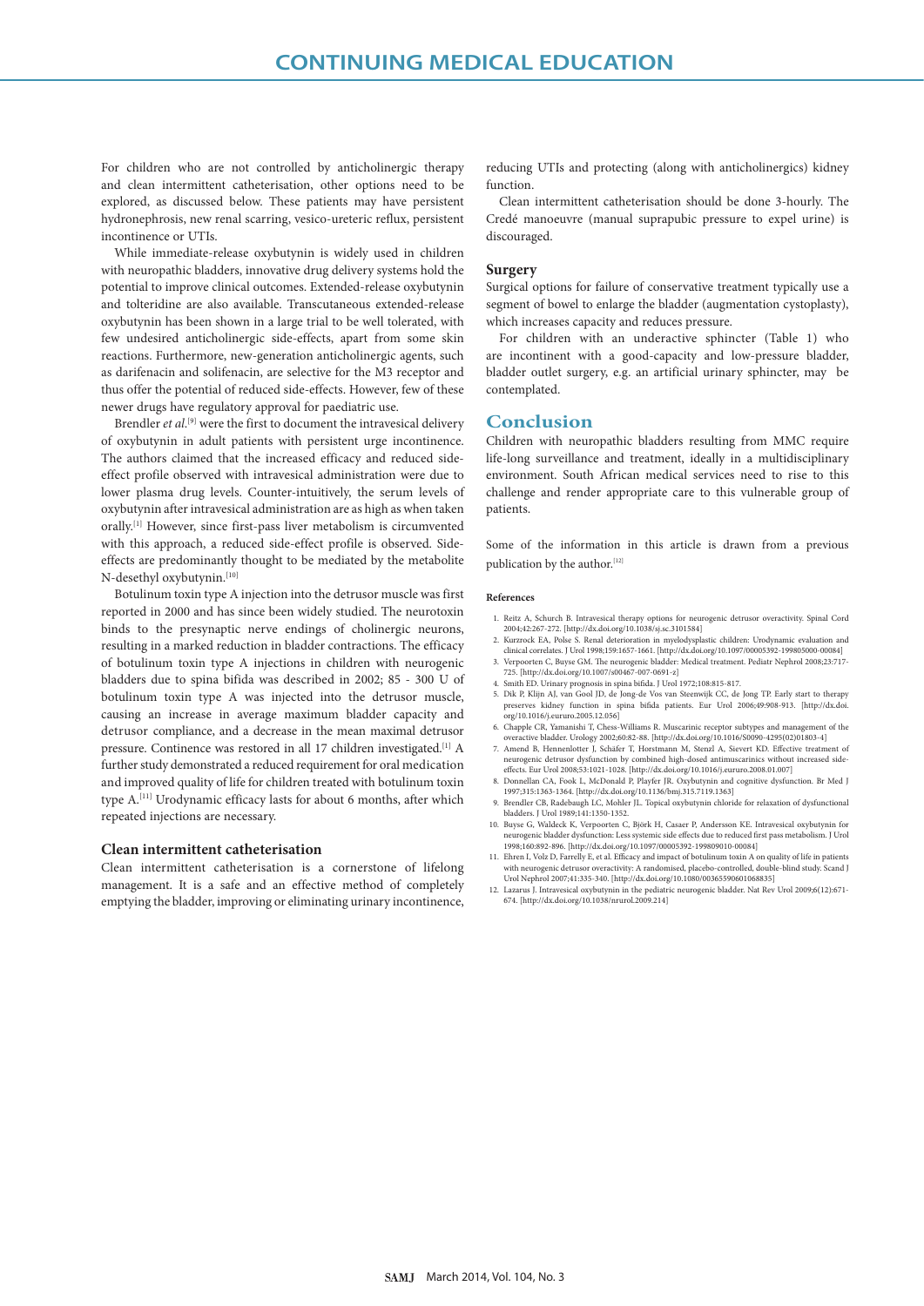For children who are not controlled by anticholinergic therapy and clean intermittent catheterisation, other options need to be explored, as discussed below. These patients may have persistent hydronephrosis, new renal scarring, vesico-ureteric reflux, persistent incontinence or UTIs.

While immediate-release oxybutynin is widely used in children with neuropathic bladders, innovative drug delivery systems hold the potential to improve clinical outcomes. Extended-release oxybutynin and tolteridine are also available. Transcutaneous extended-release oxybutynin has been shown in a large trial to be well tolerated, with few undesired anticholinergic side-effects, apart from some skin reactions. Furthermore, new-generation anticholinergic agents, such as darifenacin and solifenacin, are selective for the M3 receptor and thus offer the potential of reduced side-effects. However, few of these newer drugs have regulatory approval for paediatric use.

Brendler *et al.*[9] were the first to document the intravesical delivery of oxybutynin in adult patients with persistent urge incontinence. The authors claimed that the increased efficacy and reduced side-effect profile observed with intravesical administration were due to lower plasma drug levels. Counter-intuitively, the serum levels of oxybutynin after intravesical administration are as high as when taken orally.[1] However, since first-pass liver metabolism is circumvented with this approach, a reduced side-effect profile is observed. Side-effects are predominantly thought to be mediated by the metabolite N-desethyl oxybutynin.[10]

Botulinum toxin type A injection into the detrusor muscle was first reported in 2000 and has since been widely studied. The neurotoxin binds to the presynaptic nerve endings of cholinergic neurons, resulting in a marked reduction in bladder contractions. The efficacy of botulinum toxin type A injections in children with neurogenic bladders due to spina bifida was described in 2002; 85 - 300 U of botulinum toxin type A was injected into the detrusor muscle, causing an increase in average maximum bladder capacity and detrusor compliance, and a decrease in the mean maximal detrusor pressure. Continence was restored in all 17 children investigated.[1] A further study demonstrated a reduced requirement for oral medication and improved quality of life for children treated with botulinum toxin type A.[11] Urodynamic efficacy lasts for about 6 months, after which repeated injections are necessary.

### Clean intermittent catheterisation

Clean intermittent catheterisation is a cornerstone of lifelong management. It is a safe and an effective method of completely emptying the bladder, improving or eliminating urinary incontinence, reducing UTIs and protecting (along with anticholinergics) kidney function.

Clean intermittent catheterisation should be done 3-hourly. The Credé manoeuvre (manual suprapubic pressure to expel urine) is discouraged.

### Surgery

Surgical options for failure of conservative treatment typically use a segment of bowel to enlarge the bladder (augmentation cystoplasty), which increases capacity and reduces pressure.

For children with an underactive sphincter (Table 1) who are incontinent with a good-capacity and low-pressure bladder, bladder outlet surgery, e.g. an artificial urinary sphincter, may be contemplated.

## Conclusion

Children with neuropathic bladders resulting from MMC require life-long surveillance and treatment, ideally in a multidisciplinary environment. South African medical services need to rise to this challenge and render appropriate care to this vulnerable group of patients.

Some of the information in this article is drawn from a previous publication by the author.[12]

#### References

1. Reitz A, Schurch B. Intravesical therapy options for neurogenic detrusor overactivity. Spinal Cord 2004;42:267-272. [http://dx.doi.org/10.1038/sj.sc.3101584]
2. Kurzrock EA, Polse S. Renal deterioration in myelodysplastic children: Urodynamic evaluation and clinical correlates. J Urol 1998;159:1657-1661. [http://dx.doi.org/10.1097/00005392-199805000-00084]
3. Verpoorten C, Buyse GM. The neurogenic bladder: Medical treatment. Pediatr Nephrol 2008;23:717-725. [http://dx.doi.org/10.1007/s00467-007-0691-z]
4. Smith ED. Urinary prognosis in spina bifida. J Urol 1972;108:815-817.
5. Dik P, Klijn AJ, van Gool JD, de Jong-de Vos van Steenwijk CC, de Jong TP. Early start to therapy preserves kidney function in spina bifida patients. Eur Urol 2006;49:908-913. [http://dx.doi.org/10.1016/j.eururo.2005.12.056]
6. Chapple CR, Yamanishi T, Chess-Williams R. Muscarinic receptor subtypes and management of the overactive bladder. Urology 2002;60:82-88. [http://dx.doi.org/10.1016/S0090-4295(02)01803-4]
7. Amend B, Hennenlotter J, Schäfer T, Horstmann M, Stenzl A, Sievert KD. Effective treatment of neurogenic detrusor dysfunction by combined high-dosed antimuscarinics without increased side-effects. Eur Urol 2008;53:1021-1028. [http://dx.doi.org/10.1016/j.eururo.2008.01.007]
8. Donnellan CA, Fook L, McDonald P, Playfer JR. Oxybutynin and cognitive dysfunction. Br Med J 1997;315:1363-1364. [http://dx.doi.org/10.1136/bmj.315.7119.1363]
9. Brendler CB, Radebaugh LC, Mohler JL. Topical oxybutynin chloride for relaxation of dysfunctional bladders. J Urol 1989;141:1350-1352.
10. Buyse G, Waldeck K, Verpoorten C, Björk H, Casaer P, Andersson KE. Intravesical oxybutynin for neurogenic bladder dysfunction: Less systemic side effects due to reduced first pass metabolism. J Urol 1998;160:892-896. [http://dx.doi.org/10.1097/00005392-199809010-00084]
11. Ehren I, Volz D, Farrelly E, et al. Efficacy and impact of botulinum toxin A on quality of life in patients with neurogenic detrusor overactivity: A randomised, placebo-controlled, double-blind study. Scand J Urol Nephrol 2007;41:335-340. [http://dx.doi.org/10.1080/00365590601068835]
12. Lazarus J. Intravesical oxybutynin in the pediatric neurogenic bladder. Nat Rev Urol 2009;6(12):671-674. [http://dx.doi.org/10.1038/nrurol.2009.214]